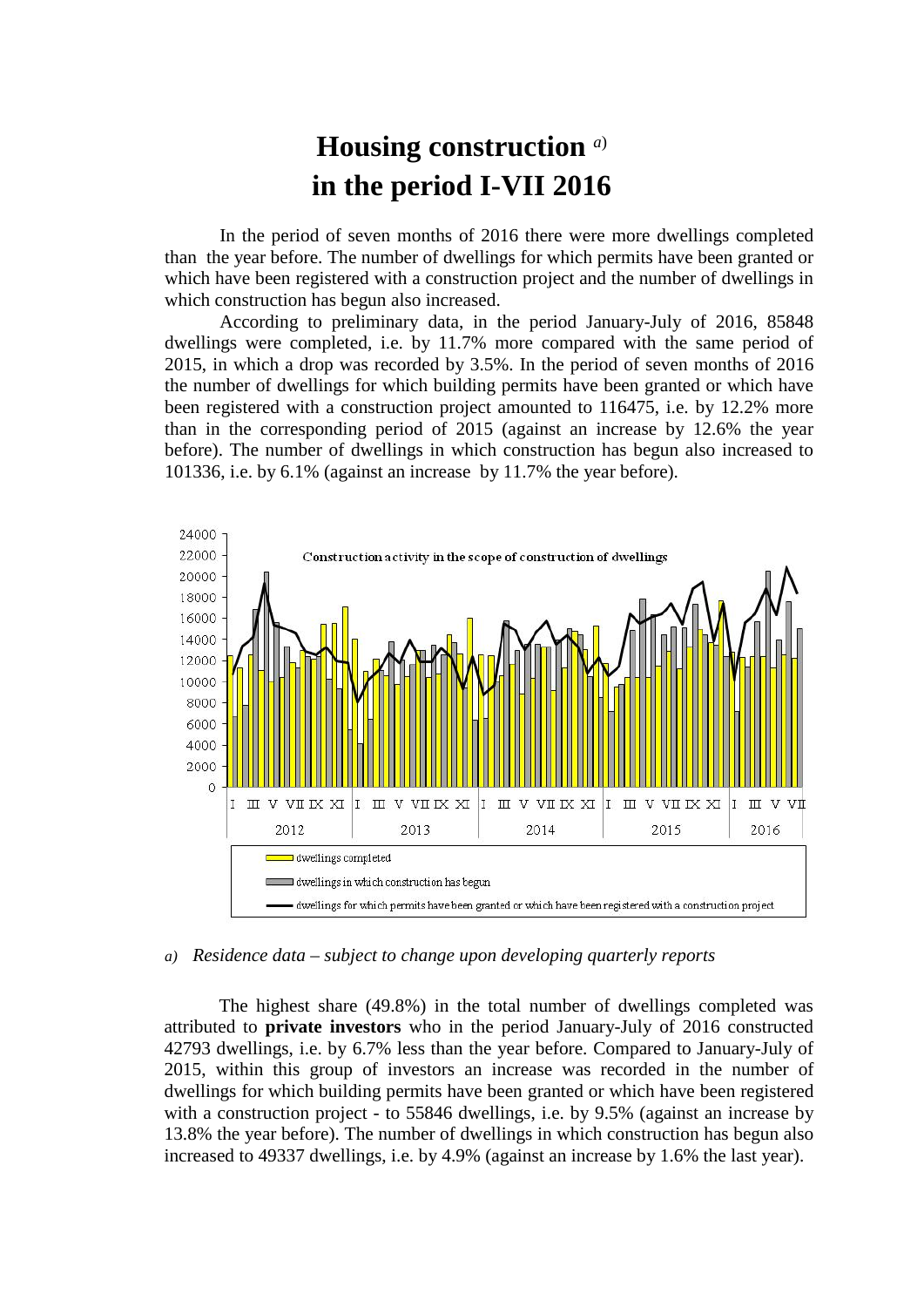# Housing construction [a] in the period I-VII 2016

In the period of seven months of 2016 there were more dwellings completed than the year before. The number of dwellings for which permits have been granted or which have been registered with a construction project and the number of dwellings in which construction has begun also increased.

According to preliminary data, in the period January-July of 2016, 85848 dwellings were completed, i.e. by 11.7% more compared with the same period of 2015, in which a drop was recorded by 3.5%. In the period of seven months of 2016 the number of dwellings for which building permits have been granted or which have been registered with a construction project amounted to 116475, i.e. by 12.2% more than in the corresponding period of 2015 (against an increase by 12.6% the year before). The number of dwellings in which construction has begun also increased to 101336, i.e. by 6.1% (against an increase by 11.7% the year before).

Construction activity in the scope of construction of dwellings

- dwellings completed
- dwellings in which construction has begun
- dwellings for which permits have been granted or which have been registered with a construction project

*a) Residence data – subject to change upon developing quarterly reports*

The highest share (49.8%) in the total number of dwellings completed was attributed to **private investors** who in the period January-July of 2016 constructed 42793 dwellings, i.e. by 6.7% less than the year before. Compared to January-July of 2015, within this group of investors an increase was recorded in the number of dwellings for which building permits have been granted or which have been registered with a construction project - to 55846 dwellings, i.e. by 9.5% (against an increase by 13.8% the year before). The number of dwellings in which construction has begun also increased to 49337 dwellings, i.e. by 4.9% (against an increase by 1.6% the last year).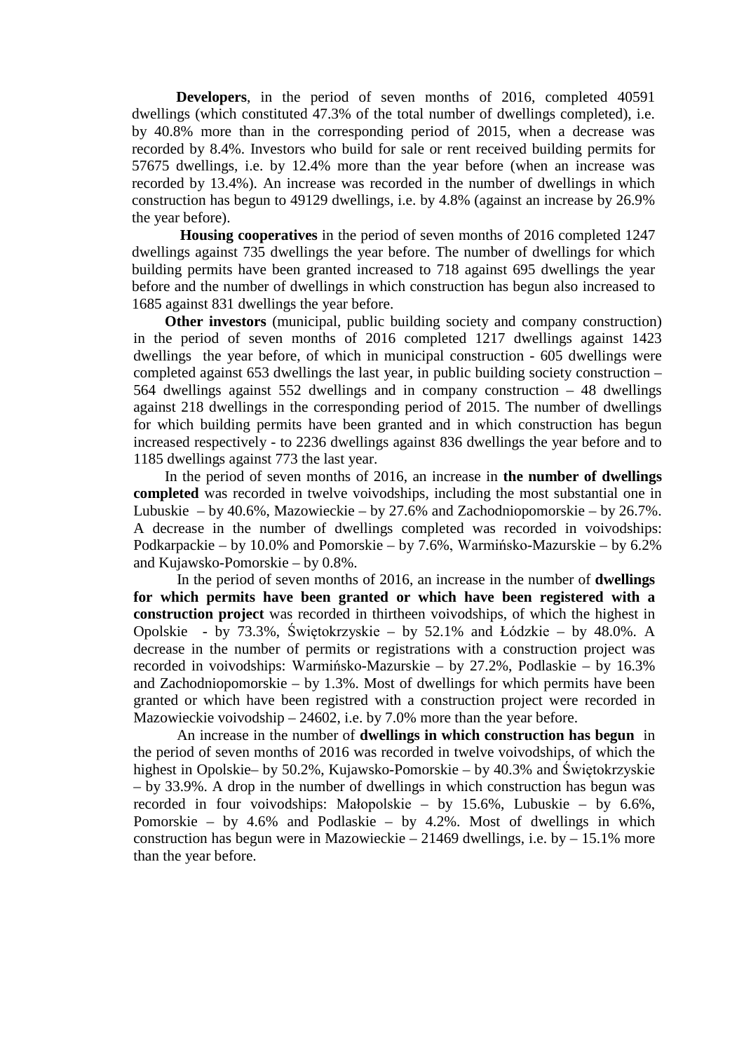**Developers**, in the period of seven months of 2016, completed 40591 dwellings (which constituted 47.3% of the total number of dwellings completed), i.e. by 40.8% more than in the corresponding period of 2015, when a decrease was recorded by 8.4%. Investors who build for sale or rent received building permits for 57675 dwellings, i.e. by 12.4% more than the year before (when an increase was recorded by 13.4%). An increase was recorded in the number of dwellings in which construction has begun to 49129 dwellings, i.e. by 4.8% (against an increase by 26.9% the year before).

**Housing cooperatives** in the period of seven months of 2016 completed 1247 dwellings against 735 dwellings the year before. The number of dwellings for which building permits have been granted increased to 718 against 695 dwellings the year before and the number of dwellings in which construction has begun also increased to 1685 against 831 dwellings the year before.

**Other investors** (municipal, public building society and company construction) in the period of seven months of 2016 completed 1217 dwellings against 1423 dwellings the year before, of which in municipal construction - 605 dwellings were completed against 653 dwellings the last year, in public building society construction – 564 dwellings against 552 dwellings and in company construction – 48 dwellings against 218 dwellings in the corresponding period of 2015. The number of dwellings for which building permits have been granted and in which construction has begun increased respectively - to 2236 dwellings against 836 dwellings the year before and to 1185 dwellings against 773 the last year.

In the period of seven months of 2016, an increase in **the number of dwellings completed** was recorded in twelve voivodships, including the most substantial one in Lubuskie – by 40.6%, Mazowieckie – by 27.6% and Zachodniopomorskie – by 26.7%. A decrease in the number of dwellings completed was recorded in voivodships: Podkarpackie – by 10.0% and Pomorskie – by 7.6%, Warmińsko-Mazurskie – by 6.2% and Kujawsko-Pomorskie – by 0.8%.

In the period of seven months of 2016, an increase in the number of **dwellings for which permits have been granted or which have been registered with a construction project** was recorded in thirtheen voivodships, of which the highest in Opolskie - by 73.3%, Świętokrzyskie – by 52.1% and Łódzkie – by 48.0%. A decrease in the number of permits or registrations with a construction project was recorded in voivodships: Warmińsko-Mazurskie – by 27.2%, Podlaskie – by 16.3% and Zachodniopomorskie – by 1.3%. Most of dwellings for which permits have been granted or which have been registred with a construction project were recorded in Mazowieckie voivodship – 24602, i.e. by 7.0% more than the year before.

An increase in the number of **dwellings in which construction has begun** in the period of seven months of 2016 was recorded in twelve voivodships, of which the highest in Opolskie– by 50.2%, Kujawsko-Pomorskie – by 40.3% and Świętokrzyskie – by 33.9%. A drop in the number of dwellings in which construction has begun was recorded in four voivodships: Małopolskie – by 15.6%, Lubuskie – by 6.6%, Pomorskie – by 4.6% and Podlaskie – by 4.2%. Most of dwellings in which construction has begun were in Mazowieckie – 21469 dwellings, i.e. by – 15.1% more than the year before.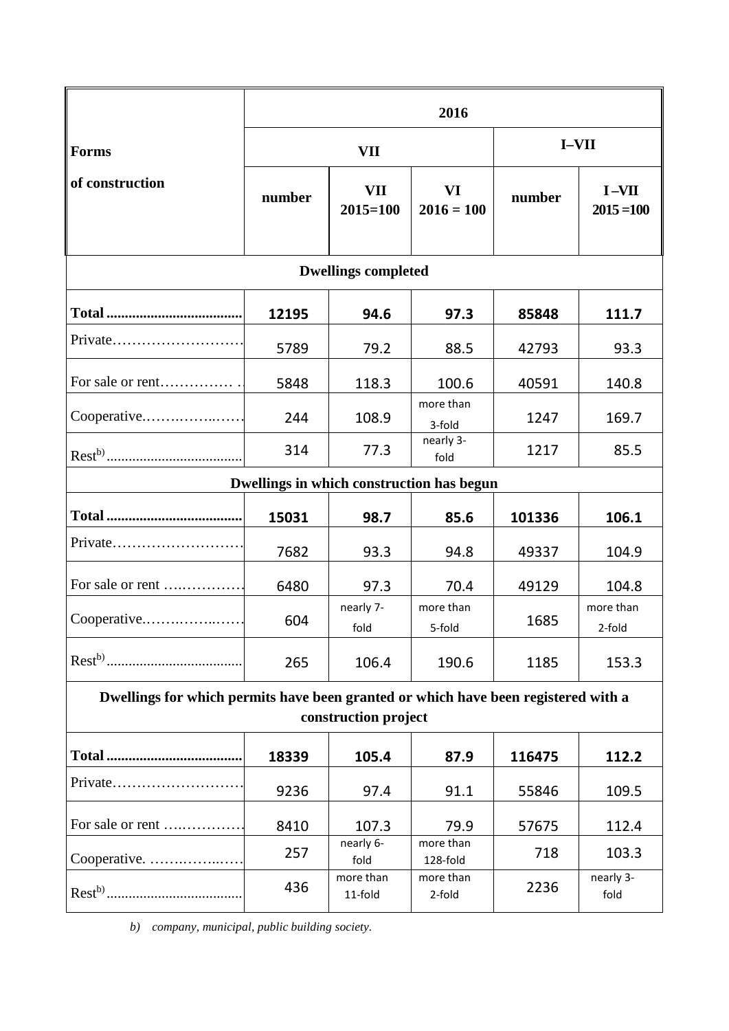| Forms of construction | 2016 | | | | |
|---|---|---|---|---|---|
| | VII | | | I–VII | |
| | number | VII 2015=100 | VI 2016 = 100 | number | I –VII 2015 =100 |
| **Dwellings completed** | | | | | |
| **Total** | **12195** | **94.6** | **97.3** | **85848** | **111.7** |
| Private | 5789 | 79.2 | 88.5 | 42793 | 93.3 |
| For sale or rent | 5848 | 118.3 | 100.6 | 40591 | 140.8 |
| Cooperative | 244 | 108.9 | more than 3-fold | 1247 | 169.7 |
| Rest[b)] | 314 | 77.3 | nearly 3-fold | 1217 | 85.5 |
| **Dwellings in which construction has begun** | | | | | |
| **Total** | **15031** | **98.7** | **85.6** | **101336** | **106.1** |
| Private | 7682 | 93.3 | 94.8 | 49337 | 104.9 |
| For sale or rent | 6480 | 97.3 | 70.4 | 49129 | 104.8 |
| Cooperative | 604 | nearly 7-fold | more than 5-fold | 1685 | more than 2-fold |
| Rest[b)] | 265 | 106.4 | 190.6 | 1185 | 153.3 |
| **Dwellings for which permits have been granted or which have been registered with a construction project** | | | | | |
| **Total** | **18339** | **105.4** | **87.9** | **116475** | **112.2** |
| Private | 9236 | 97.4 | 91.1 | 55846 | 109.5 |
| For sale or rent | 8410 | 107.3 | 79.9 | 57675 | 112.4 |
| Cooperative. | 257 | nearly 6-fold | more than 128-fold | 718 | 103.3 |
| Rest[b)] | 436 | more than 11-fold | more than 2-fold | 2236 | nearly 3-fold |

*b) company, municipal, public building society.*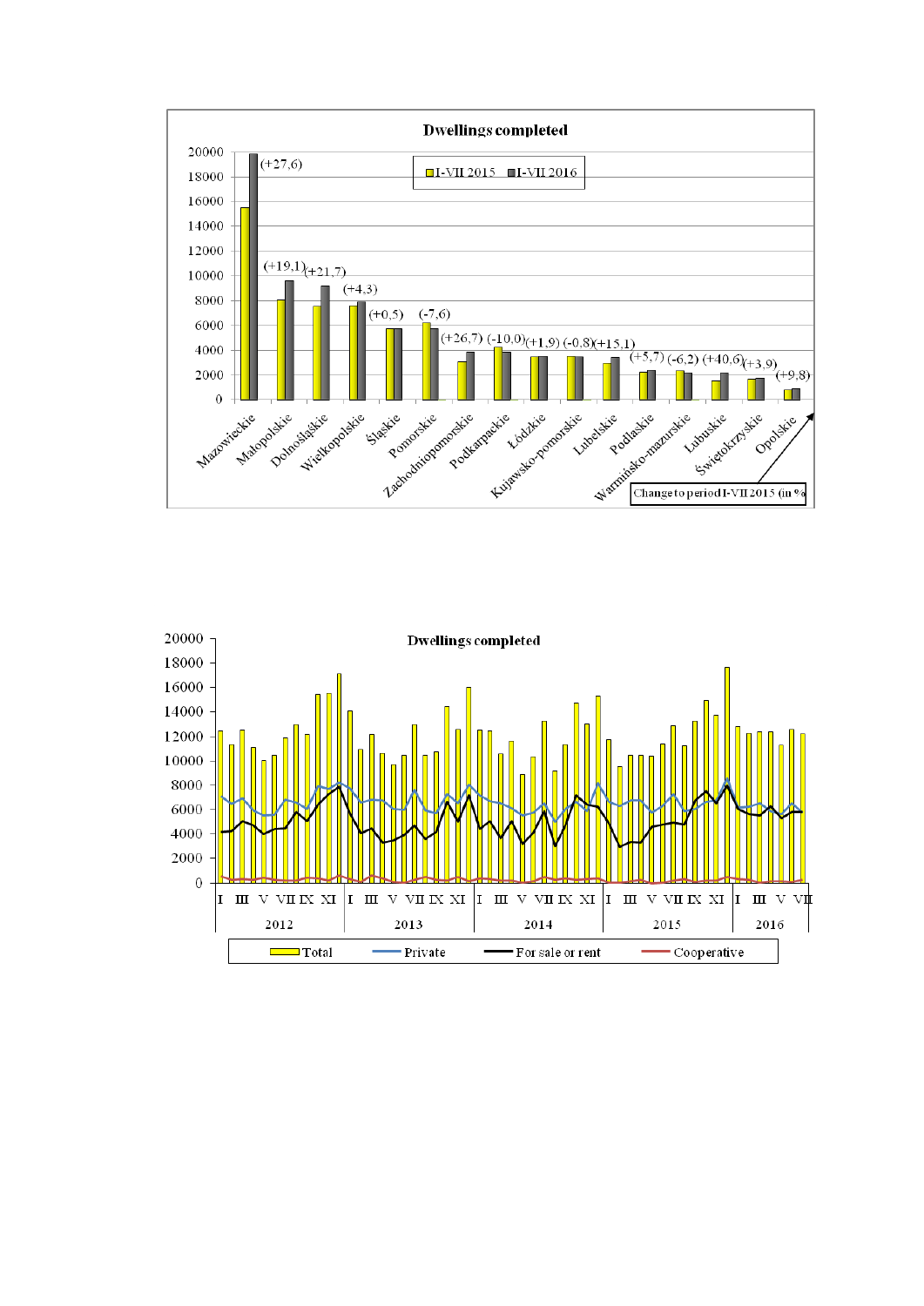**Dwellings completed**

I-VII 2015 / I-VII 2016

| Voivodship | Change to period I-VII 2015 (in %) |
|---|---|
| Mazowieckie | (+27,6) |
| Małopolskie | (+19,1) |
| Dolnośląskie | (+21,7) |
| Wielkopolskie | (+4,3) |
| Śląskie | (+0,5) |
| Pomorskie | (-7,6) |
| Zachodniopomorskie | (+26,7) |
| Podkarpackie | (-10,0) |
| Łódzkie | (+1,9) |
| Kujawsko-pomorskie | (-0,8) |
| Lubelskie | (+15,1) |
| Podlaskie | (+5,7) |
| Warmińsko-mazurskie | (-6,2) |
| Lubuskie | (+40,6) |
| Świętokrzyskie | (+3,9) |
| Opolskie | (+9,8) |

**Dwellings completed**

2012 – 2016 (months I – VII 2016)

Total; Private; For sale or rent; Cooperative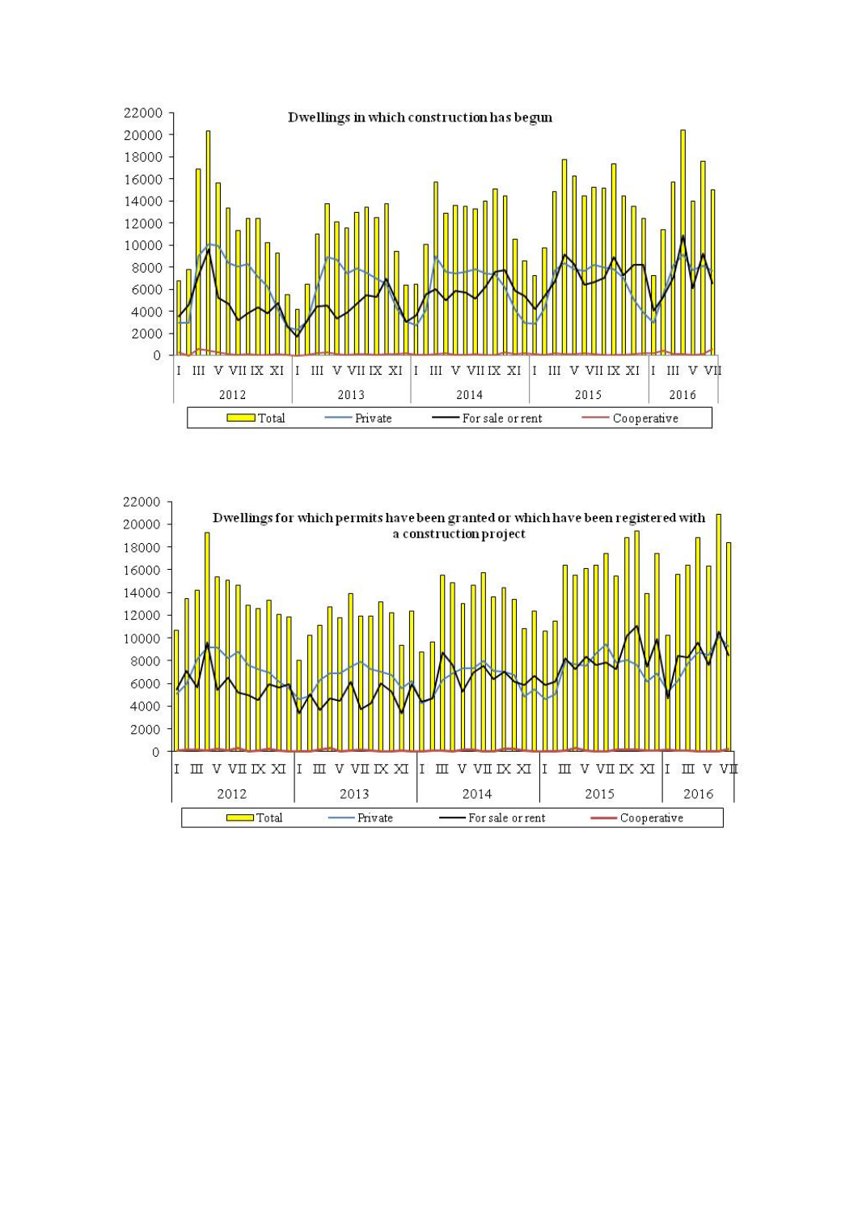Dwellings in which construction has begun

22000
20000
18000
16000
14000
12000
10000
8000
6000
4000
2000
0

I III V VII IX XI I III V VII IX XI I III V VII IX XI I III V VII IX XI I III V VII

2012 2013 2014 2015 2016

Total Private For sale or rent Cooperative

Dwellings for which permits have been granted or which have been registered with a construction project

22000
20000
18000
16000
14000
12000
10000
8000
6000
4000
2000
0

I III V VII IX XI I III V VII IX XI I III V VII IX XI I III V VII IX XI I III V VII

2012 2013 2014 2015 2016

Total Private For sale or rent Cooperative